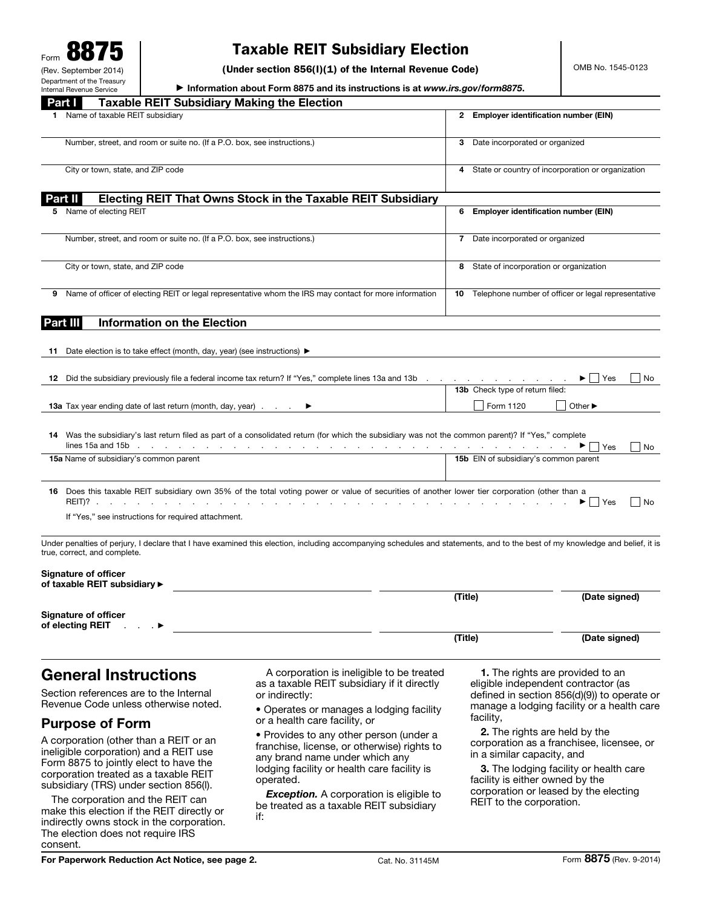Form **8875**
(Rev. September 2014)
Department of the Treasury
Internal Revenue Service

# Taxable REIT Subsidiary Election

**(Under section 856(l)(1) of the Internal Revenue Code)**

▶ **Information about Form 8875 and its instructions is at *www.irs.gov/form8875*.**

OMB No. 1545-0123

## Part I Taxable REIT Subsidiary Making the Election

| | |
|---|---|
| 1 Name of taxable REIT subsidiary | 2 **Employer identification number (EIN)** |
| Number, street, and room or suite no. (If a P.O. box, see instructions.) | 3 Date incorporated or organized |
| City or town, state, and ZIP code | 4 State or country of incorporation or organization |

## Part II Electing REIT That Owns Stock in the Taxable REIT Subsidiary

| | |
|---|---|
| 5 Name of electing REIT | 6 **Employer identification number (EIN)** |
| Number, street, and room or suite no. (If a P.O. box, see instructions.) | 7 Date incorporated or organized |
| City or town, state, and ZIP code | 8 State of incorporation or organization |
| 9 Name of officer of electing REIT or legal representative whom the IRS may contact for more information | 10 Telephone number of officer or legal representative |

## Part III Information on the Election

11 Date election is to take effect (month, day, year) (see instructions) ▶

12 Did the subsidiary previously file a federal income tax return? If "Yes," complete lines 13a and 13b . . . ▶ ☐ Yes ☐ No

13a Tax year ending date of last return (month, day, year) . . . ▶

13b Check type of return filed: ☐ Form 1120 ☐ Other ▶

14 Was the subsidiary's last return filed as part of a consolidated return (for which the subsidiary was not the common parent)? If "Yes," complete lines 15a and 15b . . . ▶ ☐ Yes ☐ No

| | |
|---|---|
| 15a Name of subsidiary's common parent | 15b EIN of subsidiary's common parent |

16 Does this taxable REIT subsidiary own 35% of the total voting power or value of securities of another lower tier corporation (other than a REIT)? . . . ▶ ☐ Yes ☐ No

If "Yes," see instructions for required attachment.

Under penalties of perjury, I declare that I have examined this election, including accompanying schedules and statements, and to the best of my knowledge and belief, it is true, correct, and complete.

| | | |
|---|---|---|
| **Signature of officer of taxable REIT subsidiary** ▶ | **(Title)** | **(Date signed)** |
| **Signature of officer of electing REIT** . . . ▶ | **(Title)** | **(Date signed)** |

# General Instructions

Section references are to the Internal Revenue Code unless otherwise noted.

## Purpose of Form

A corporation (other than a REIT or an ineligible corporation) and a REIT use Form 8875 to jointly elect to have the corporation treated as a taxable REIT subsidiary (TRS) under section 856(l).

The corporation and the REIT can make this election if the REIT directly or indirectly owns stock in the corporation. The election does not require IRS consent.

A corporation is ineligible to be treated as a taxable REIT subsidiary if it directly or indirectly:

- Operates or manages a lodging facility or a health care facility, or
- Provides to any other person (under a franchise, license, or otherwise) rights to any brand name under which any lodging facility or health care facility is operated.

***Exception.*** A corporation is eligible to be treated as a taxable REIT subsidiary if:

**1.** The rights are provided to an eligible independent contractor (as defined in section 856(d)(9)) to operate or manage a lodging facility or a health care facility,

**2.** The rights are held by the corporation as a franchisee, licensee, or in a similar capacity, and

**3.** The lodging facility or health care facility is either owned by the corporation or leased by the electing REIT to the corporation.

**For Paperwork Reduction Act Notice, see page 2.** Cat. No. 31145M Form **8875** (Rev. 9-2014)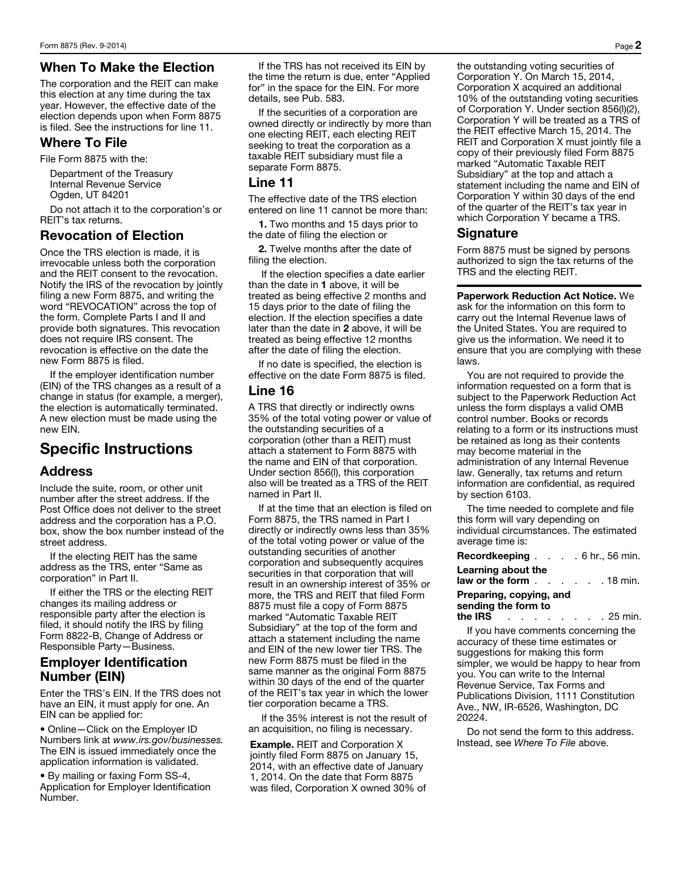## When To Make the Election

The corporation and the REIT can make this election at any time during the tax year. However, the effective date of the election depends upon when Form 8875 is filed. See the instructions for line 11.

## Where To File

File Form 8875 with the:

Department of the Treasury
Internal Revenue Service
Ogden, UT 84201

Do not attach it to the corporation's or REIT's tax returns.

## Revocation of Election

Once the TRS election is made, it is irrevocable unless both the corporation and the REIT consent to the revocation. Notify the IRS of the revocation by jointly filing a new Form 8875, and writing the word "REVOCATION" across the top of the form. Complete Parts I and II and provide both signatures. This revocation does not require IRS consent. The revocation is effective on the date the new Form 8875 is filed.

If the employer identification number (EIN) of the TRS changes as a result of a change in status (for example, a merger), the election is automatically terminated. A new election must be made using the new EIN.

# Specific Instructions

## Address

Include the suite, room, or other unit number after the street address. If the Post Office does not deliver to the street address and the corporation has a P.O. box, show the box number instead of the street address.

If the electing REIT has the same address as the TRS, enter "Same as corporation" in Part II.

If either the TRS or the electing REIT changes its mailing address or responsible party after the election is filed, it should notify the IRS by filing Form 8822-B, Change of Address or Responsible Party—Business.

## Employer Identification Number (EIN)

Enter the TRS's EIN. If the TRS does not have an EIN, it must apply for one. An EIN can be applied for:

- Online—Click on the Employer ID Numbers link at *www.irs.gov/businesses.* The EIN is issued immediately once the application information is validated.
- By mailing or faxing Form SS-4, Application for Employer Identification Number.

If the TRS has not received its EIN by the time the return is due, enter "Applied for" in the space for the EIN. For more details, see Pub. 583.

If the securities of a corporation are owned directly or indirectly by more than one electing REIT, each electing REIT seeking to treat the corporation as a taxable REIT subsidiary must file a separate Form 8875.

## Line 11

The effective date of the TRS election entered on line 11 cannot be more than:

**1.** Two months and 15 days prior to the date of filing the election or

**2.** Twelve months after the date of filing the election.

If the election specifies a date earlier than the date in **1** above, it will be treated as being effective 2 months and 15 days prior to the date of filing the election. If the election specifies a date later than the date in **2** above, it will be treated as being effective 12 months after the date of filing the election.

If no date is specified, the election is effective on the date Form 8875 is filed.

## Line 16

A TRS that directly or indirectly owns 35% of the total voting power or value of the outstanding securities of a corporation (other than a REIT) must attach a statement to Form 8875 with the name and EIN of that corporation. Under section 856(l), this corporation also will be treated as a TRS of the REIT named in Part II.

If at the time that an election is filed on Form 8875, the TRS named in Part I directly or indirectly owns less than 35% of the total voting power or value of the outstanding securities of another corporation and subsequently acquires securities in that corporation that will result in an ownership interest of 35% or more, the TRS and REIT that filed Form 8875 must file a copy of Form 8875 marked "Automatic Taxable REIT Subsidiary" at the top of the form and attach a statement including the name and EIN of the new lower tier TRS. The new Form 8875 must be filed in the same manner as the original Form 8875 within 30 days of the end of the quarter of the REIT's tax year in which the lower tier corporation became a TRS.

If the 35% interest is not the result of an acquisition, no filing is necessary.

**Example.** REIT and Corporation X jointly filed Form 8875 on January 15, 2014, with an effective date of January 1, 2014. On the date that Form 8875 was filed, Corporation X owned 30% of the outstanding voting securities of Corporation Y. On March 15, 2014, Corporation X acquired an additional 10% of the outstanding voting securities of Corporation Y. Under section 856(l)(2), Corporation Y will be treated as a TRS of the REIT effective March 15, 2014. The REIT and Corporation X must jointly file a copy of their previously filed Form 8875 marked "Automatic Taxable REIT Subsidiary" at the top and attach a statement including the name and EIN of Corporation Y within 30 days of the end of the quarter of the REIT's tax year in which Corporation Y became a TRS.

## Signature

Form 8875 must be signed by persons authorized to sign the tax returns of the TRS and the electing REIT.

**Paperwork Reduction Act Notice.** We ask for the information on this form to carry out the Internal Revenue laws of the United States. You are required to give us the information. We need it to ensure that you are complying with these laws.

You are not required to provide the information requested on a form that is subject to the Paperwork Reduction Act unless the form displays a valid OMB control number. Books or records relating to a form or its instructions must be retained as long as their contents may become material in the administration of any Internal Revenue law. Generally, tax returns and return information are confidential, as required by section 6103.

The time needed to complete and file this form will vary depending on individual circumstances. The estimated average time is:

| | |
|---|---|
| **Recordkeeping** | 6 hr., 56 min. |
| **Learning about the law or the form** | 18 min. |
| **Preparing, copying, and sending the form to the IRS** | 25 min. |

If you have comments concerning the accuracy of these time estimates or suggestions for making this form simpler, we would be happy to hear from you. You can write to the Internal Revenue Service, Tax Forms and Publications Division, 1111 Constitution Ave., NW, IR-6526, Washington, DC 20224.

Do not send the form to this address. Instead, see *Where To File* above.